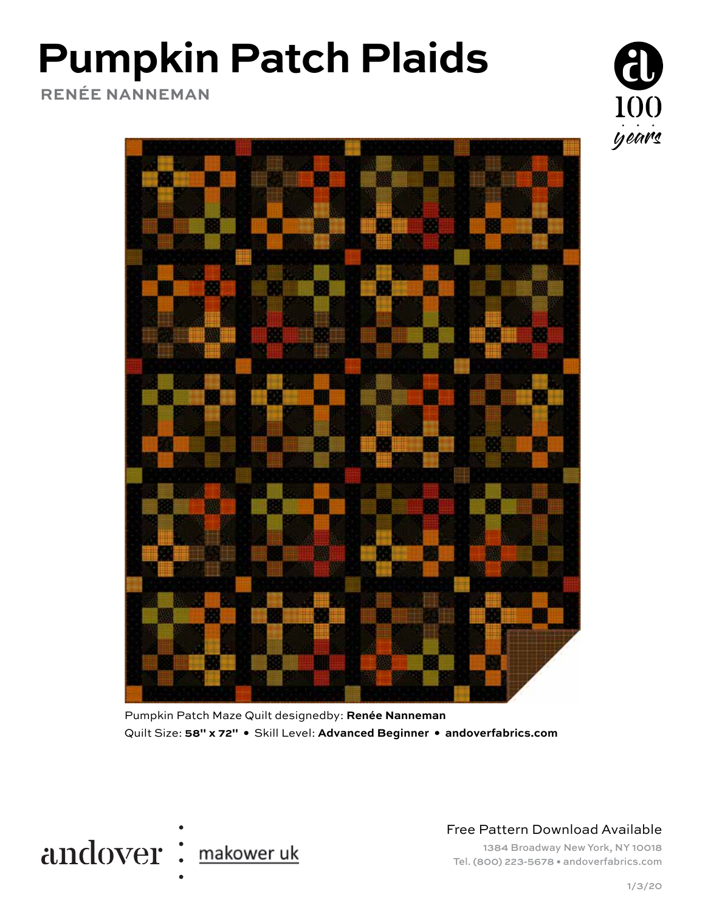# Pumpkin Patch Plaids

**RENÉE NANNEMAN**

Pumpkin Patch Maze Quilt designedby: **Renée Nanneman**

Quilt Size: **58" x 72"** • Skill Level: **Advanced Beginner** • **andoverfabrics.com**

andover : makower uk

Free Pattern Download Available

1384 Broadway New York, NY 10018

Tel. (800) 223-5678 • andoverfabrics.com

1/3/20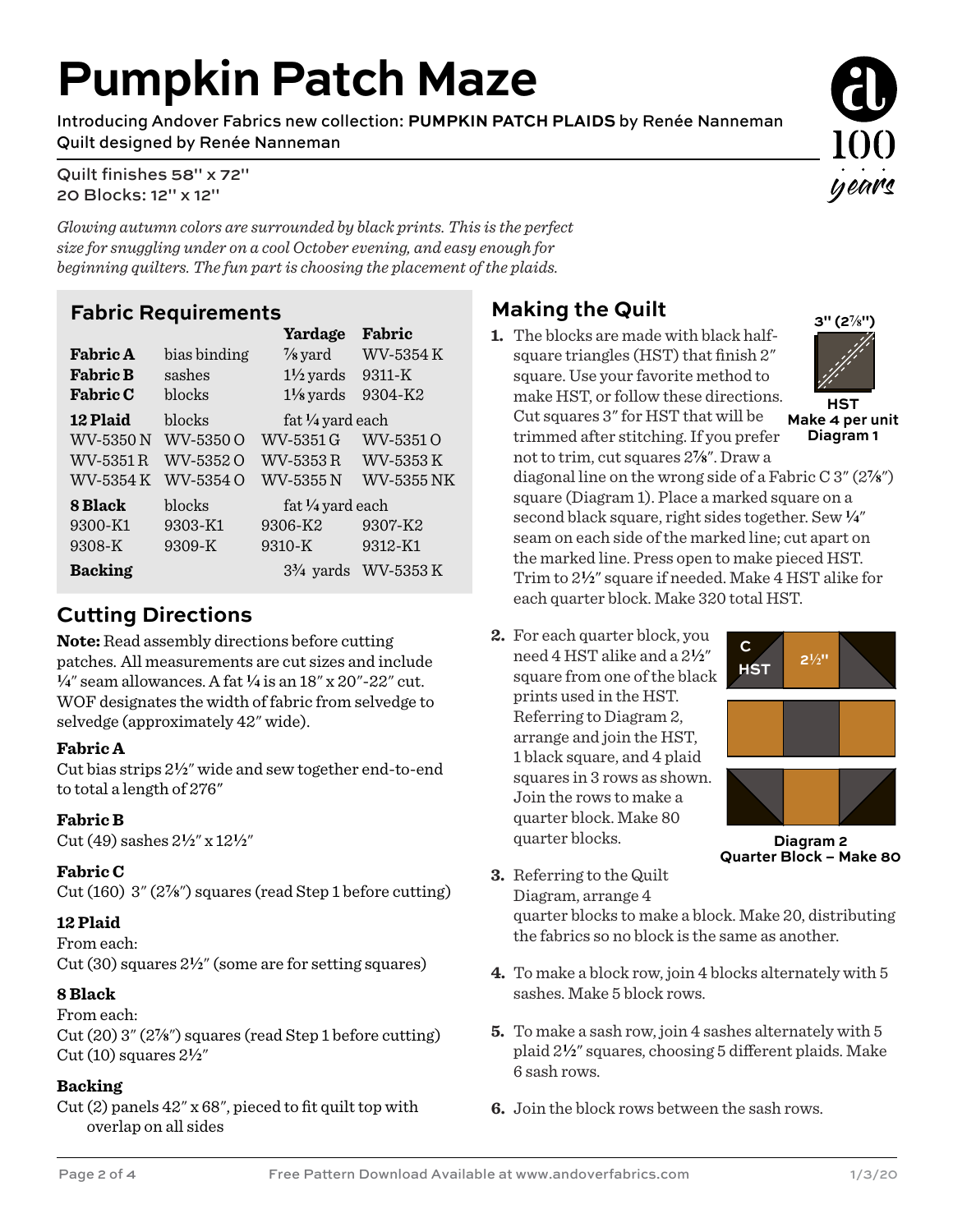# Pumpkin Patch Maze

Introducing Andover Fabrics new collection: **PUMPKIN PATCH PLAIDS** by Renée Nanneman
Quilt designed by Renée Nanneman

Quilt finishes 58" x 72"
20 Blocks: 12" x 12"

*Glowing autumn colors are surrounded by black prints. This is the perfect size for snuggling under on a cool October evening, and easy enough for beginning quilters. The fun part is choosing the placement of the plaids.*

## Fabric Requirements

| | | Yardage | Fabric |
|---|---|---|---|
| **Fabric A** | bias binding | ⅞ yard | WV-5354 K |
| **Fabric B** | sashes | 1½ yards | 9311-K |
| **Fabric C** | blocks | 1⅛ yards | 9304-K2 |
| **12 Plaid** | blocks | fat ¼ yard each | |
| WV-5350 N | WV-5350 O | WV-5351 G | WV-5351 O |
| WV-5351 R | WV-5352 O | WV-5353 R | WV-5353 K |
| WV-5354 K | WV-5354 O | WV-5355 N | WV-5355 NK |
| **8 Black** | blocks | fat ¼ yard each | |
| 9300-K1 | 9303-K1 | 9306-K2 | 9307-K2 |
| 9308-K | 9309-K | 9310-K | 9312-K1 |
| **Backing** | | 3¾ yards | WV-5353 K |

## Cutting Directions

**Note:** Read assembly directions before cutting patches. All measurements are cut sizes and include ¼" seam allowances. A fat ¼ is an 18" x 20"-22" cut. WOF designates the width of fabric from selvedge to selvedge (approximately 42" wide).

### Fabric A

Cut bias strips 2½" wide and sew together end-to-end to total a length of 276"

### Fabric B

Cut (49) sashes 2½" x 12½"

### Fabric C

Cut (160) 3" (2⅞") squares (read Step 1 before cutting)

### 12 Plaid

From each:
Cut (30) squares 2½" (some are for setting squares)

### 8 Black

From each:
Cut (20) 3" (2⅞") squares (read Step 1 before cutting)
Cut (10) squares 2½"

### Backing

Cut (2) panels 42" x 68", pieced to fit quilt top with overlap on all sides

## Making the Quilt

1. The blocks are made with black half-square triangles (HST) that finish 2" square. Use your favorite method to make HST, or follow these directions. Cut squares 3" for HST that will be trimmed after stitching. If you prefer not to trim, cut squares 2⅞". Draw a diagonal line on the wrong side of a Fabric C 3" (2⅞") square (Diagram 1). Place a marked square on a second black square, right sides together. Sew ¼" seam on each side of the marked line; cut apart on the marked line. Press open to make pieced HST. Trim to 2½" square if needed. Make 4 HST alike for each quarter block. Make 320 total HST.

3" (2⅞")

HST
**Make 4 per unit**
**Diagram 1**

2. For each quarter block, you need 4 HST alike and a 2½" square from one of the black prints used in the HST. Referring to Diagram 2, arrange and join the HST, 1 black square, and 4 plaid squares in 3 rows as shown. Join the rows to make a quarter block. Make 80 quarter blocks.

C HST 2½"

**Diagram 2**
**Quarter Block – Make 80**

3. Referring to the Quilt Diagram, arrange 4 quarter blocks to make a block. Make 20, distributing the fabrics so no block is the same as another.

4. To make a block row, join 4 blocks alternately with 5 sashes. Make 5 block rows.

5. To make a sash row, join 4 sashes alternately with 5 plaid 2½" squares, choosing 5 different plaids. Make 6 sash rows.

6. Join the block rows between the sash rows.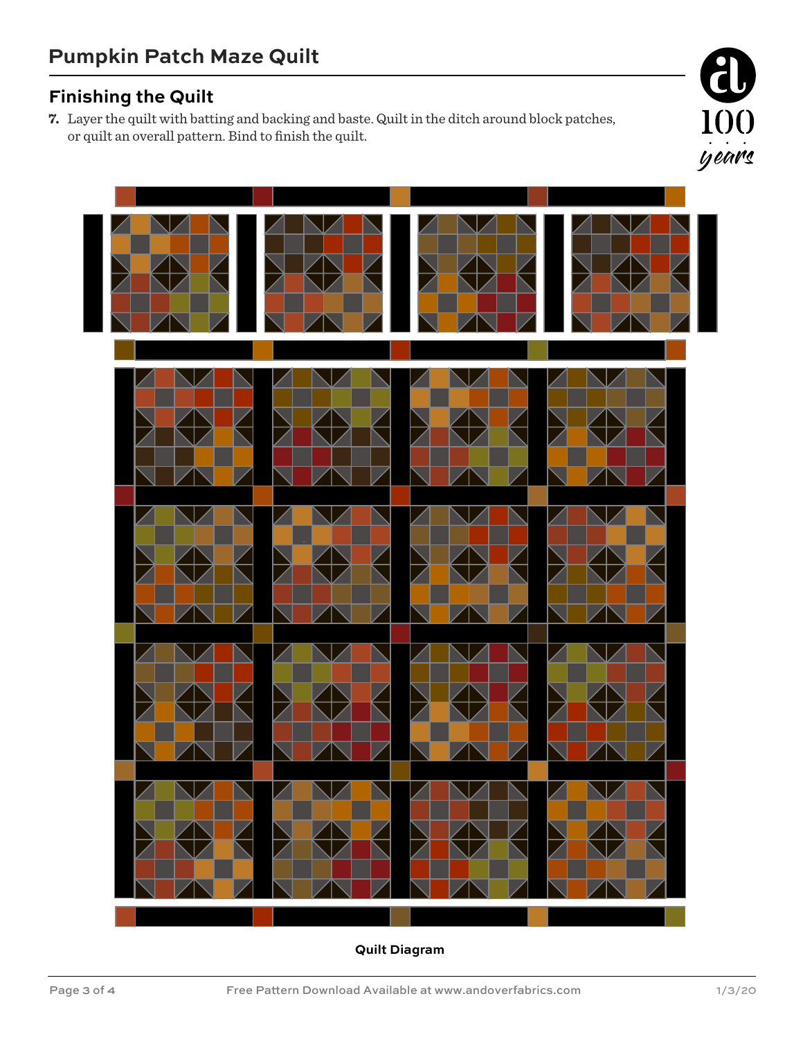## Finishing the Quilt

7. Layer the quilt with batting and backing and baste. Quilt in the ditch around block patches, or quilt an overall pattern. Bind to finish the quilt.

**Quilt Diagram**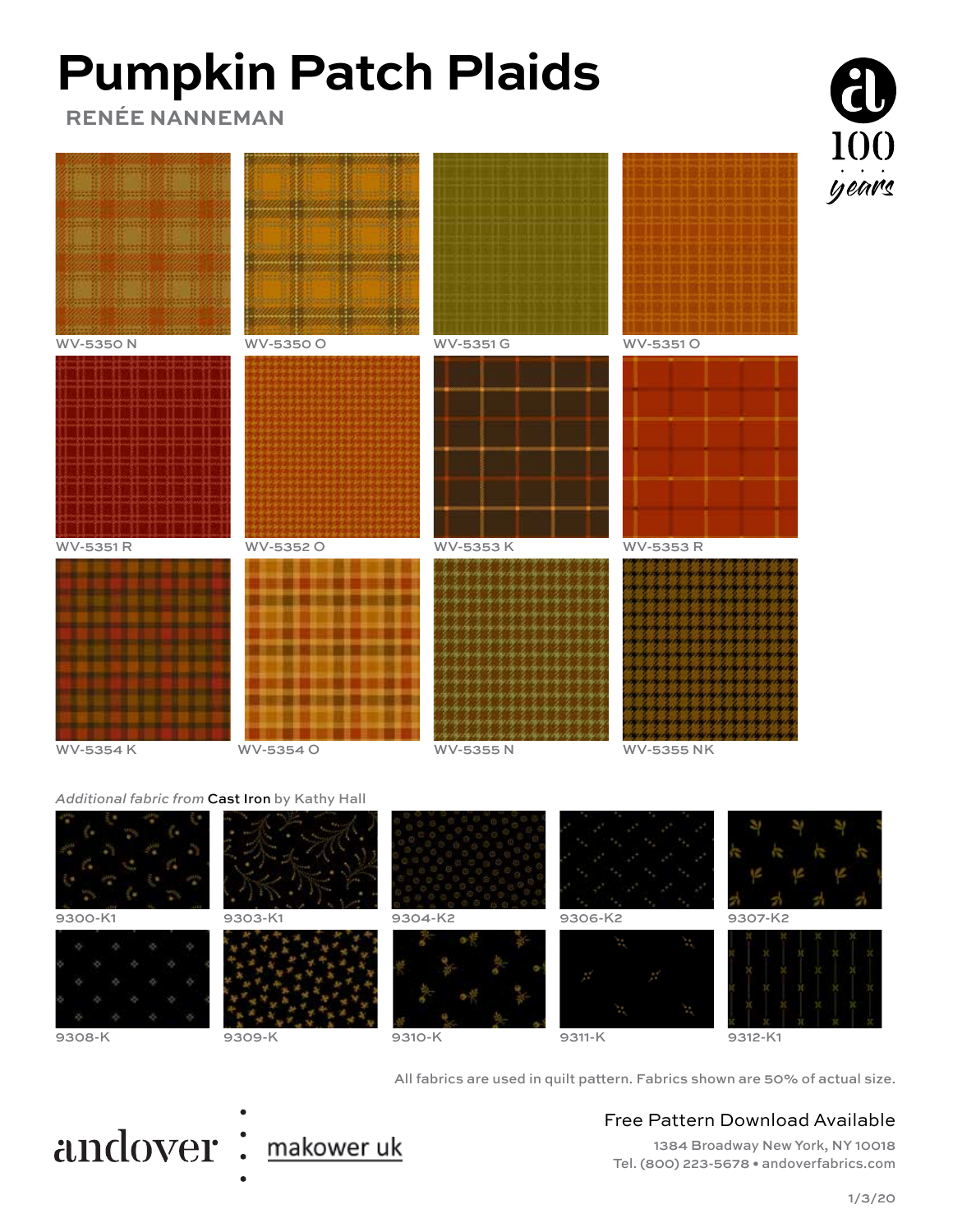# Pumpkin Patch Plaids

RENÉE NANNEMAN

100 years

WV-5350 N

WV-5350 O

WV-5351 G

WV-5351 O

WV-5351 R

WV-5352 O

WV-5353 K

WV-5353 R

WV-5354 K

WV-5354 O

WV-5355 N

WV-5355 NK

*Additional fabric from* Cast Iron by Kathy Hall

9300-K1

9303-K1

9304-K2

9306-K2

9307-K2

9308-K

9309-K

9310-K

9311-K

9312-K1

All fabrics are used in quilt pattern. Fabrics shown are 50% of actual size.

andover : makower uk

Free Pattern Download Available

1384 Broadway New York, NY 10018
Tel. (800) 223-5678 • andoverfabrics.com

1/3/20